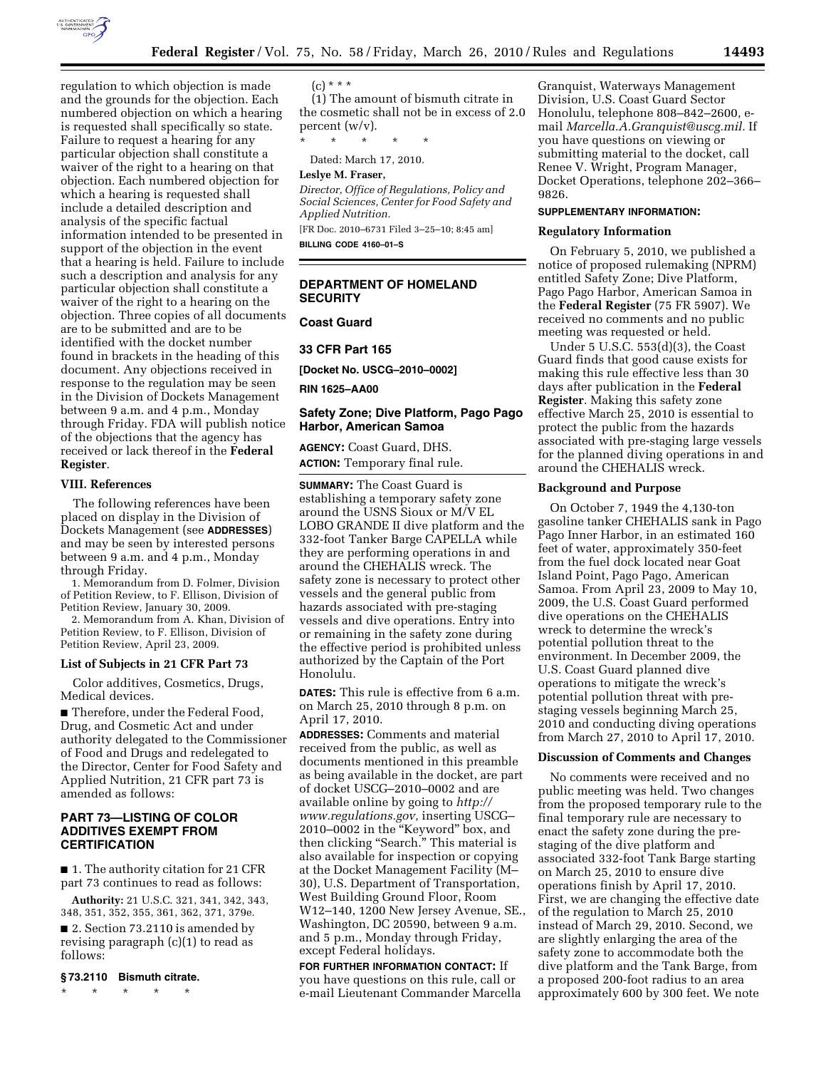regulation to which objection is made and the grounds for the objection. Each numbered objection on which a hearing is requested shall specifically so state. Failure to request a hearing for any particular objection shall constitute a waiver of the right to a hearing on that objection. Each numbered objection for which a hearing is requested shall include a detailed description and analysis of the specific factual information intended to be presented in support of the objection in the event that a hearing is held. Failure to include such a description and analysis for any particular objection shall constitute a waiver of the right to a hearing on the objection. Three copies of all documents are to be submitted and are to be identified with the docket number found in brackets in the heading of this document. Any objections received in response to the regulation may be seen in the Division of Dockets Management between 9 a.m. and 4 p.m., Monday through Friday. FDA will publish notice of the objections that the agency has received or lack thereof in the **Federal Register**.

## VIII. References

The following references have been placed on display in the Division of Dockets Management (see **ADDRESSES**) and may be seen by interested persons between 9 a.m. and 4 p.m., Monday through Friday.

1. Memorandum from D. Folmer, Division of Petition Review, to F. Ellison, Division of Petition Review, January 30, 2009.
2. Memorandum from A. Khan, Division of Petition Review, to F. Ellison, Division of Petition Review, April 23, 2009.

### List of Subjects in 21 CFR Part 73

Color additives, Cosmetics, Drugs, Medical devices.

■ Therefore, under the Federal Food, Drug, and Cosmetic Act and under authority delegated to the Commissioner of Food and Drugs and redelegated to the Director, Center for Food Safety and Applied Nutrition, 21 CFR part 73 is amended as follows:

## PART 73—LISTING OF COLOR ADDITIVES EXEMPT FROM CERTIFICATION

■ 1. The authority citation for 21 CFR part 73 continues to read as follows:

**Authority:** 21 U.S.C. 321, 341, 342, 343, 348, 351, 352, 355, 361, 362, 371, 379e.

■ 2. Section 73.2110 is amended by revising paragraph (c)(1) to read as follows:

**§ 73.2110 Bismuth citrate.**

\* \* \* \* \*

(c) \* \* \*

(1) The amount of bismuth citrate in the cosmetic shall not be in excess of 2.0 percent (w/v).

\* \* \* \* \*

Dated: March 17, 2010.

**Leslye M. Fraser,**

*Director, Office of Regulations, Policy and Social Sciences, Center for Food Safety and Applied Nutrition.*

[FR Doc. 2010–6731 Filed 3–25–10; 8:45 am]

**BILLING CODE 4160–01–S**

---

## DEPARTMENT OF HOMELAND SECURITY

## Coast Guard

## 33 CFR Part 165

**[Docket No. USCG–2010–0002]**

**RIN 1625–AA00**

## Safety Zone; Dive Platform, Pago Pago Harbor, American Samoa

**AGENCY:** Coast Guard, DHS.

**ACTION:** Temporary final rule.

**SUMMARY:** The Coast Guard is establishing a temporary safety zone around the USNS Sioux or M/V EL LOBO GRANDE II dive platform and the 332-foot Tanker Barge CAPELLA while they are performing operations in and around the CHEHALIS wreck. The safety zone is necessary to protect other vessels and the general public from hazards associated with pre-staging vessels and dive operations. Entry into or remaining in the safety zone during the effective period is prohibited unless authorized by the Captain of the Port Honolulu.

**DATES:** This rule is effective from 6 a.m. on March 25, 2010 through 8 p.m. on April 17, 2010.

**ADDRESSES:** Comments and material received from the public, as well as documents mentioned in this preamble as being available in the docket, are part of docket USCG–2010–0002 and are available online by going to *http://www.regulations.gov,* inserting USCG–2010–0002 in the "Keyword" box, and then clicking "Search." This material is also available for inspection or copying at the Docket Management Facility (M–30), U.S. Department of Transportation, West Building Ground Floor, Room W12–140, 1200 New Jersey Avenue, SE., Washington, DC 20590, between 9 a.m. and 5 p.m., Monday through Friday, except Federal holidays.

**FOR FURTHER INFORMATION CONTACT:** If you have questions on this rule, call or e-mail Lieutenant Commander Marcella Granquist, Waterways Management Division, U.S. Coast Guard Sector Honolulu, telephone 808–842–2600, e-mail *Marcella.A.Granquist@uscg.mil.* If you have questions on viewing or submitting material to the docket, call Renee V. Wright, Program Manager, Docket Operations, telephone 202–366–9826.

**SUPPLEMENTARY INFORMATION:**

### Regulatory Information

On February 5, 2010, we published a notice of proposed rulemaking (NPRM) entitled Safety Zone; Dive Platform, Pago Pago Harbor, American Samoa in the **Federal Register** (75 FR 5907). We received no comments and no public meeting was requested or held.

Under 5 U.S.C. 553(d)(3), the Coast Guard finds that good cause exists for making this rule effective less than 30 days after publication in the **Federal Register**. Making this safety zone effective March 25, 2010 is essential to protect the public from the hazards associated with pre-staging large vessels for the planned diving operations in and around the CHEHALIS wreck.

### Background and Purpose

On October 7, 1949 the 4,130-ton gasoline tanker CHEHALIS sank in Pago Pago Inner Harbor, in an estimated 160 feet of water, approximately 350-feet from the fuel dock located near Goat Island Point, Pago Pago, American Samoa. From April 23, 2009 to May 10, 2009, the U.S. Coast Guard performed dive operations on the CHEHALIS wreck to determine the wreck's potential pollution threat to the environment. In December 2009, the U.S. Coast Guard planned dive operations to mitigate the wreck's potential pollution threat with pre-staging vessels beginning March 25, 2010 and conducting diving operations from March 27, 2010 to April 17, 2010.

### Discussion of Comments and Changes

No comments were received and no public meeting was held. Two changes from the proposed temporary rule to the final temporary rule are necessary to enact the safety zone during the pre-staging of the dive platform and associated 332-foot Tank Barge starting on March 25, 2010 to ensure dive operations finish by April 17, 2010. First, we are changing the effective date of the regulation to March 25, 2010 instead of March 29, 2010. Second, we are slightly enlarging the area of the safety zone to accommodate both the dive platform and the Tank Barge, from a proposed 200-foot radius to an area approximately 600 by 300 feet. We note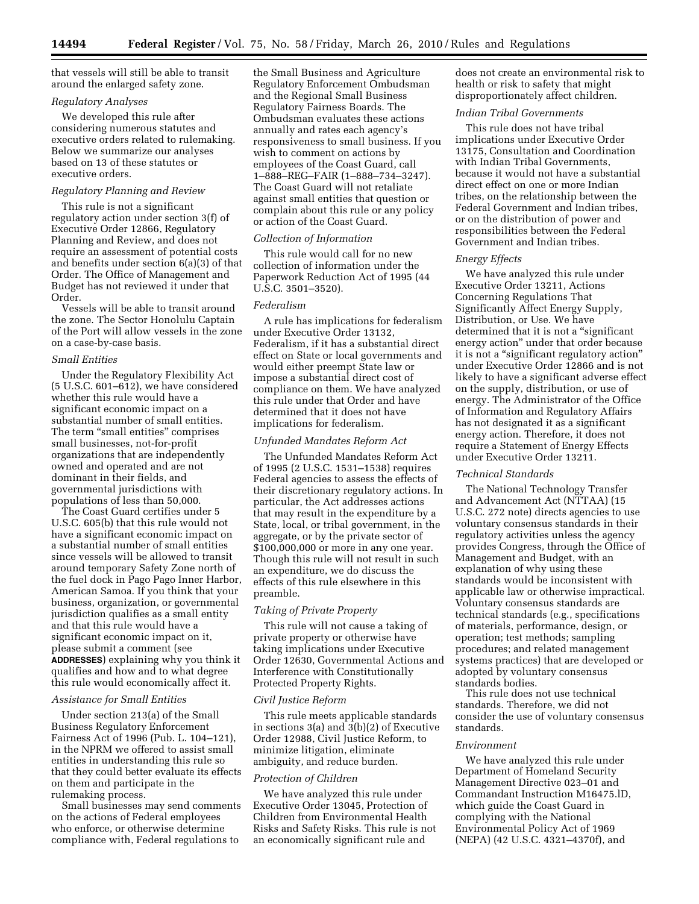that vessels will still be able to transit around the enlarged safety zone.

*Regulatory Analyses*

We developed this rule after considering numerous statutes and executive orders related to rulemaking. Below we summarize our analyses based on 13 of these statutes or executive orders.

*Regulatory Planning and Review*

This rule is not a significant regulatory action under section 3(f) of Executive Order 12866, Regulatory Planning and Review, and does not require an assessment of potential costs and benefits under section 6(a)(3) of that Order. The Office of Management and Budget has not reviewed it under that Order.

Vessels will be able to transit around the zone. The Sector Honolulu Captain of the Port will allow vessels in the zone on a case-by-case basis.

*Small Entities*

Under the Regulatory Flexibility Act (5 U.S.C. 601–612), we have considered whether this rule would have a significant economic impact on a substantial number of small entities. The term "small entities" comprises small businesses, not-for-profit organizations that are independently owned and operated and are not dominant in their fields, and governmental jurisdictions with populations of less than 50,000.

The Coast Guard certifies under 5 U.S.C. 605(b) that this rule would not have a significant economic impact on a substantial number of small entities since vessels will be allowed to transit around temporary Safety Zone north of the fuel dock in Pago Pago Inner Harbor, American Samoa. If you think that your business, organization, or governmental jurisdiction qualifies as a small entity and that this rule would have a significant economic impact on it, please submit a comment (see **ADDRESSES**) explaining why you think it qualifies and how and to what degree this rule would economically affect it.

*Assistance for Small Entities*

Under section 213(a) of the Small Business Regulatory Enforcement Fairness Act of 1996 (Pub. L. 104–121), in the NPRM we offered to assist small entities in understanding this rule so that they could better evaluate its effects on them and participate in the rulemaking process.

Small businesses may send comments on the actions of Federal employees who enforce, or otherwise determine compliance with, Federal regulations to the Small Business and Agriculture Regulatory Enforcement Ombudsman and the Regional Small Business Regulatory Fairness Boards. The Ombudsman evaluates these actions annually and rates each agency's responsiveness to small business. If you wish to comment on actions by employees of the Coast Guard, call 1–888–REG–FAIR (1–888–734–3247). The Coast Guard will not retaliate against small entities that question or complain about this rule or any policy or action of the Coast Guard.

*Collection of Information*

This rule would call for no new collection of information under the Paperwork Reduction Act of 1995 (44 U.S.C. 3501–3520).

*Federalism*

A rule has implications for federalism under Executive Order 13132, Federalism, if it has a substantial direct effect on State or local governments and would either preempt State law or impose a substantial direct cost of compliance on them. We have analyzed this rule under that Order and have determined that it does not have implications for federalism.

*Unfunded Mandates Reform Act*

The Unfunded Mandates Reform Act of 1995 (2 U.S.C. 1531–1538) requires Federal agencies to assess the effects of their discretionary regulatory actions. In particular, the Act addresses actions that may result in the expenditure by a State, local, or tribal government, in the aggregate, or by the private sector of $100,000,000 or more in any one year. Though this rule will not result in such an expenditure, we do discuss the effects of this rule elsewhere in this preamble.

*Taking of Private Property*

This rule will not cause a taking of private property or otherwise have taking implications under Executive Order 12630, Governmental Actions and Interference with Constitutionally Protected Property Rights.

*Civil Justice Reform*

This rule meets applicable standards in sections 3(a) and 3(b)(2) of Executive Order 12988, Civil Justice Reform, to minimize litigation, eliminate ambiguity, and reduce burden.

*Protection of Children*

We have analyzed this rule under Executive Order 13045, Protection of Children from Environmental Health Risks and Safety Risks. This rule is not an economically significant rule and does not create an environmental risk to health or risk to safety that might disproportionately affect children.

*Indian Tribal Governments*

This rule does not have tribal implications under Executive Order 13175, Consultation and Coordination with Indian Tribal Governments, because it would not have a substantial direct effect on one or more Indian tribes, on the relationship between the Federal Government and Indian tribes, or on the distribution of power and responsibilities between the Federal Government and Indian tribes.

*Energy Effects*

We have analyzed this rule under Executive Order 13211, Actions Concerning Regulations That Significantly Affect Energy Supply, Distribution, or Use. We have determined that it is not a "significant energy action" under that order because it is not a "significant regulatory action" under Executive Order 12866 and is not likely to have a significant adverse effect on the supply, distribution, or use of energy. The Administrator of the Office of Information and Regulatory Affairs has not designated it as a significant energy action. Therefore, it does not require a Statement of Energy Effects under Executive Order 13211.

*Technical Standards*

The National Technology Transfer and Advancement Act (NTTAA) (15 U.S.C. 272 note) directs agencies to use voluntary consensus standards in their regulatory activities unless the agency provides Congress, through the Office of Management and Budget, with an explanation of why using these standards would be inconsistent with applicable law or otherwise impractical. Voluntary consensus standards are technical standards (e.g., specifications of materials, performance, design, or operation; test methods; sampling procedures; and related management systems practices) that are developed or adopted by voluntary consensus standards bodies.

This rule does not use technical standards. Therefore, we did not consider the use of voluntary consensus standards.

*Environment*

We have analyzed this rule under Department of Homeland Security Management Directive 023–01 and Commandant Instruction M16475.lD, which guide the Coast Guard in complying with the National Environmental Policy Act of 1969 (NEPA) (42 U.S.C. 4321–4370f), and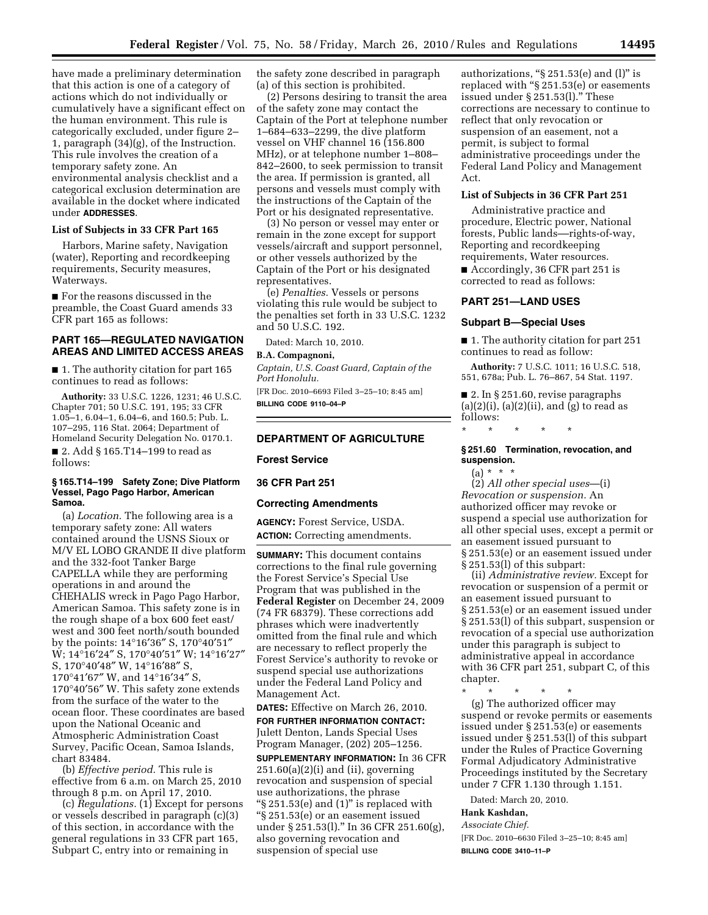have made a preliminary determination that this action is one of a category of actions which do not individually or cumulatively have a significant effect on the human environment. This rule is categorically excluded, under figure 2–1, paragraph (34)(g), of the Instruction. This rule involves the creation of a temporary safety zone. An environmental analysis checklist and a categorical exclusion determination are available in the docket where indicated under **ADDRESSES**.

### List of Subjects in 33 CFR Part 165

Harbors, Marine safety, Navigation (water), Reporting and recordkeeping requirements, Security measures, Waterways.

■ For the reasons discussed in the preamble, the Coast Guard amends 33 CFR part 165 as follows:

## PART 165—REGULATED NAVIGATION AREAS AND LIMITED ACCESS AREAS

■ 1. The authority citation for part 165 continues to read as follows:

**Authority:** 33 U.S.C. 1226, 1231; 46 U.S.C. Chapter 701; 50 U.S.C. 191, 195; 33 CFR 1.05–1, 6.04–1, 6.04–6, and 160.5; Pub. L. 107–295, 116 Stat. 2064; Department of Homeland Security Delegation No. 0170.1.

■ 2. Add § 165.T14–199 to read as follows:

### § 165.T14–199 Safety Zone; Dive Platform Vessel, Pago Pago Harbor, American Samoa.

(a) *Location.* The following area is a temporary safety zone: All waters contained around the USNS Sioux or M/V EL LOBO GRANDE II dive platform and the 332-foot Tanker Barge CAPELLA while they are performing operations in and around the CHEHALIS wreck in Pago Pago Harbor, American Samoa. This safety zone is in the rough shape of a box 600 feet east/west and 300 feet north/south bounded by the points: 14°16′36″ S, 170°40′51″ W; 14°16′24″ S, 170°40′51″ W; 14°16′27″ S, 170°40′48″ W, 14°16′88″ S, 170°41′67″ W, and 14°16′34″ S, 170°40′56″ W. This safety zone extends from the surface of the water to the ocean floor. These coordinates are based upon the National Oceanic and Atmospheric Administration Coast Survey, Pacific Ocean, Samoa Islands, chart 83484.

(b) *Effective period.* This rule is effective from 6 a.m. on March 25, 2010 through 8 p.m. on April 17, 2010.

(c) *Regulations.* (1) Except for persons or vessels described in paragraph (c)(3) of this section, in accordance with the general regulations in 33 CFR part 165, Subpart C, entry into or remaining in the safety zone described in paragraph (a) of this section is prohibited.

(2) Persons desiring to transit the area of the safety zone may contact the Captain of the Port at telephone number 1–684–633–2299, the dive platform vessel on VHF channel 16 (156.800 MHz), or at telephone number 1–808–842–2600, to seek permission to transit the area. If permission is granted, all persons and vessels must comply with the instructions of the Captain of the Port or his designated representative.

(3) No person or vessel may enter or remain in the zone except for support vessels/aircraft and support personnel, or other vessels authorized by the Captain of the Port or his designated representatives.

(e) *Penalties.* Vessels or persons violating this rule would be subject to the penalties set forth in 33 U.S.C. 1232 and 50 U.S.C. 192.

Dated: March 10, 2010.

**B.A. Compagnoni,**

*Captain, U.S. Coast Guard, Captain of the Port Honolulu.*

[FR Doc. 2010–6693 Filed 3–25–10; 8:45 am]

**BILLING CODE 9110–04–P**

## DEPARTMENT OF AGRICULTURE

### Forest Service

### 36 CFR Part 251

### Correcting Amendments

**AGENCY:** Forest Service, USDA.

**ACTION:** Correcting amendments.

**SUMMARY:** This document contains corrections to the final rule governing the Forest Service's Special Use Program that was published in the **Federal Register** on December 24, 2009 (74 FR 68379). These corrections add phrases which were inadvertently omitted from the final rule and which are necessary to reflect properly the Forest Service's authority to revoke or suspend special use authorizations under the Federal Land Policy and Management Act.

**DATES:** Effective on March 26, 2010.

**FOR FURTHER INFORMATION CONTACT:** Julett Denton, Lands Special Uses Program Manager, (202) 205–1256.

**SUPPLEMENTARY INFORMATION:** In 36 CFR 251.60(a)(2)(i) and (ii), governing revocation and suspension of special use authorizations, the phrase "§ 251.53(e) and (1)" is replaced with "§ 251.53(e) or an easement issued under § 251.53(l)." In 36 CFR 251.60(g), also governing revocation and suspension of special use authorizations, "§ 251.53(e) and (l)" is replaced with "§ 251.53(e) or easements issued under § 251.53(l)." These corrections are necessary to continue to reflect that only revocation or suspension of an easement, not a permit, is subject to formal administrative proceedings under the Federal Land Policy and Management Act.

### List of Subjects in 36 CFR Part 251

Administrative practice and procedure, Electric power, National forests, Public lands—rights-of-way, Reporting and recordkeeping requirements, Water resources.

■ Accordingly, 36 CFR part 251 is corrected to read as follows:

## PART 251—LAND USES

### Subpart B—Special Uses

■ 1. The authority citation for part 251 continues to read as follow:

**Authority:** 7 U.S.C. 1011; 16 U.S.C. 518, 551, 678a; Pub. L. 76–867, 54 Stat. 1197.

■ 2. In § 251.60, revise paragraphs (a)(2)(i), (a)(2)(ii), and (g) to read as follows:

\* \* \* \* \*

### § 251.60 Termination, revocation, and suspension.

(a) \* \* \*

(2) *All other special uses*—(i) *Revocation or suspension.* An authorized officer may revoke or suspend a special use authorization for all other special uses, except a permit or an easement issued pursuant to § 251.53(e) or an easement issued under § 251.53(l) of this subpart:

(ii) *Administrative review.* Except for revocation or suspension of a permit or an easement issued pursuant to § 251.53(e) or an easement issued under § 251.53(l) of this subpart, suspension or revocation of a special use authorization under this paragraph is subject to administrative appeal in accordance with 36 CFR part 251, subpart C, of this chapter.

\* \* \* \* \*

(g) The authorized officer may suspend or revoke permits or easements issued under § 251.53(e) or easements issued under § 251.53(l) of this subpart under the Rules of Practice Governing Formal Adjudicatory Administrative Proceedings instituted by the Secretary under 7 CFR 1.130 through 1.151.

Dated: March 20, 2010.

**Hank Kashdan,**

*Associate Chief.*

[FR Doc. 2010–6630 Filed 3–25–10; 8:45 am]

**BILLING CODE 3410–11–P**